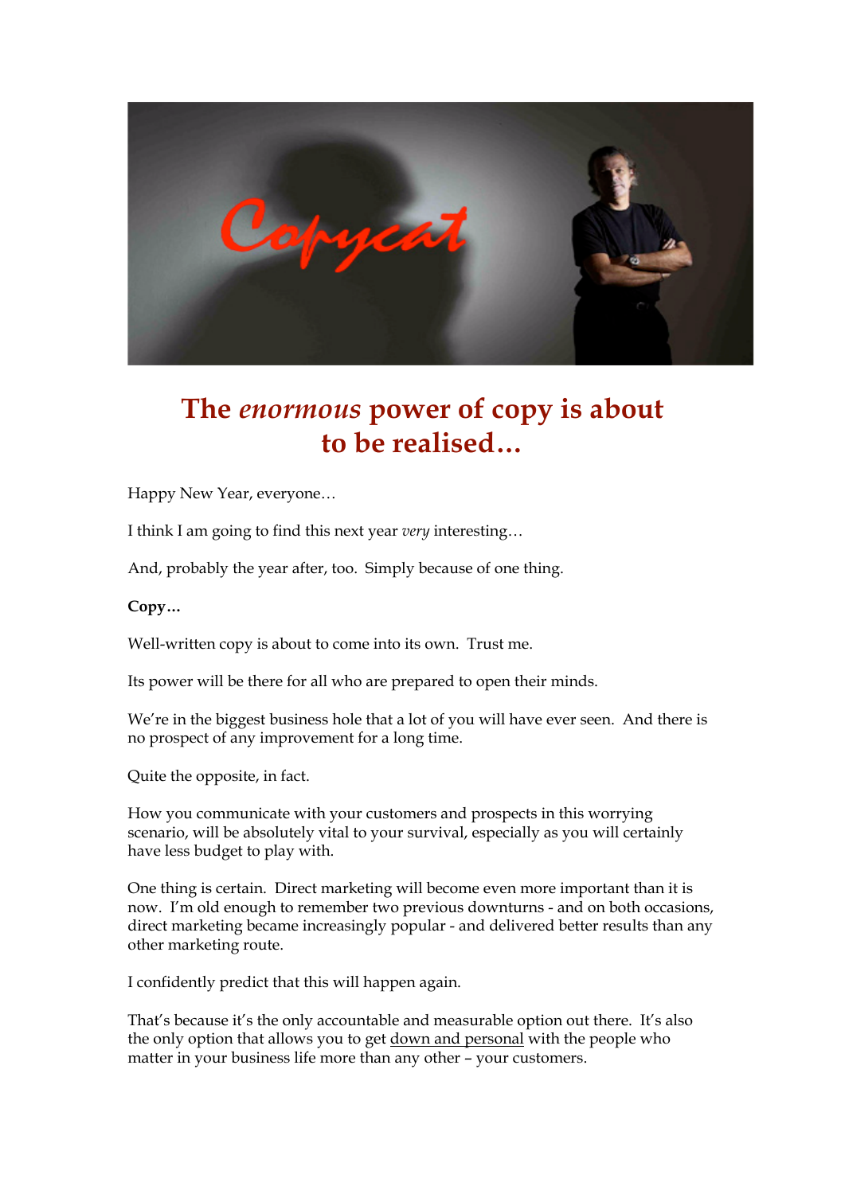# The *enormous* power of copy is about to be realised…

Happy New Year, everyone…

I think I am going to find this next year *very* interesting…

And, probably the year after, too. Simply because of one thing.

**Copy…**

Well-written copy is about to come into its own. Trust me.

Its power will be there for all who are prepared to open their minds.

We're in the biggest business hole that a lot of you will have ever seen. And there is no prospect of any improvement for a long time.

Quite the opposite, in fact.

How you communicate with your customers and prospects in this worrying scenario, will be absolutely vital to your survival, especially as you will certainly have less budget to play with.

One thing is certain. Direct marketing will become even more important than it is now. I'm old enough to remember two previous downturns - and on both occasions, direct marketing became increasingly popular - and delivered better results than any other marketing route.

I confidently predict that this will happen again.

That's because it's the only accountable and measurable option out there. It's also the only option that allows you to get down and personal with the people who matter in your business life more than any other – your customers.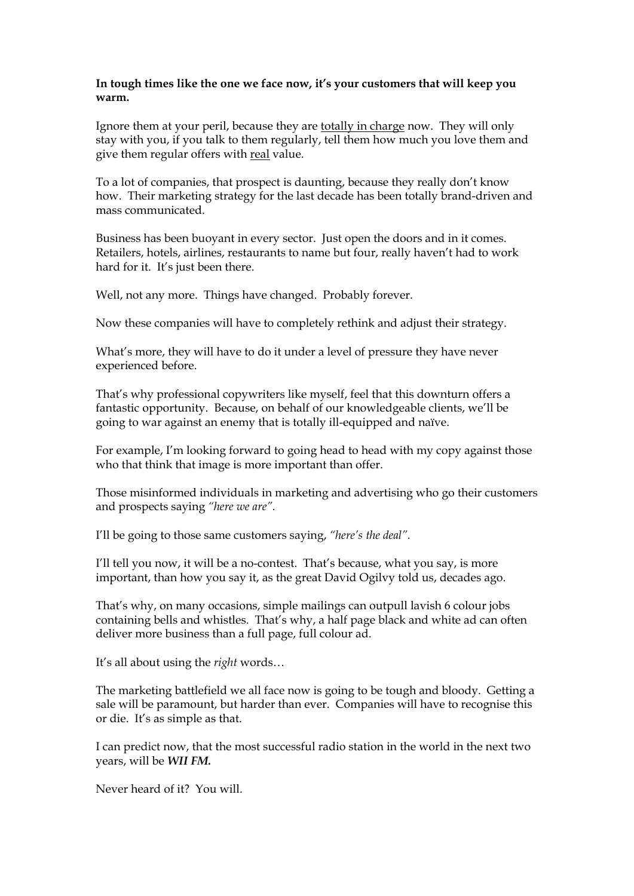**In tough times like the one we face now, it's your customers that will keep you warm.**

Ignore them at your peril, because they are <u>totally in charge</u> now. They will only stay with you, if you talk to them regularly, tell them how much you love them and give them regular offers with <u>real</u> value.

To a lot of companies, that prospect is daunting, because they really don't know how. Their marketing strategy for the last decade has been totally brand-driven and mass communicated.

Business has been buoyant in every sector. Just open the doors and in it comes. Retailers, hotels, airlines, restaurants to name but four, really haven't had to work hard for it. It's just been there.

Well, not any more. Things have changed. Probably forever.

Now these companies will have to completely rethink and adjust their strategy.

What's more, they will have to do it under a level of pressure they have never experienced before.

That's why professional copywriters like myself, feel that this downturn offers a fantastic opportunity. Because, on behalf of our knowledgeable clients, we'll be going to war against an enemy that is totally ill-equipped and naïve.

For example, I'm looking forward to going head to head with my copy against those who that think that image is more important than offer.

Those misinformed individuals in marketing and advertising who go their customers and prospects saying *"here we are"*.

I'll be going to those same customers saying, *"here's the deal"*.

I'll tell you now, it will be a no-contest. That's because, what you say, is more important, than how you say it, as the great David Ogilvy told us, decades ago.

That's why, on many occasions, simple mailings can outpull lavish 6 colour jobs containing bells and whistles. That's why, a half page black and white ad can often deliver more business than a full page, full colour ad.

It's all about using the *right* words…

The marketing battlefield we all face now is going to be tough and bloody. Getting a sale will be paramount, but harder than ever. Companies will have to recognise this or die. It's as simple as that.

I can predict now, that the most successful radio station in the world in the next two years, will be ***WII FM.***

Never heard of it? You will.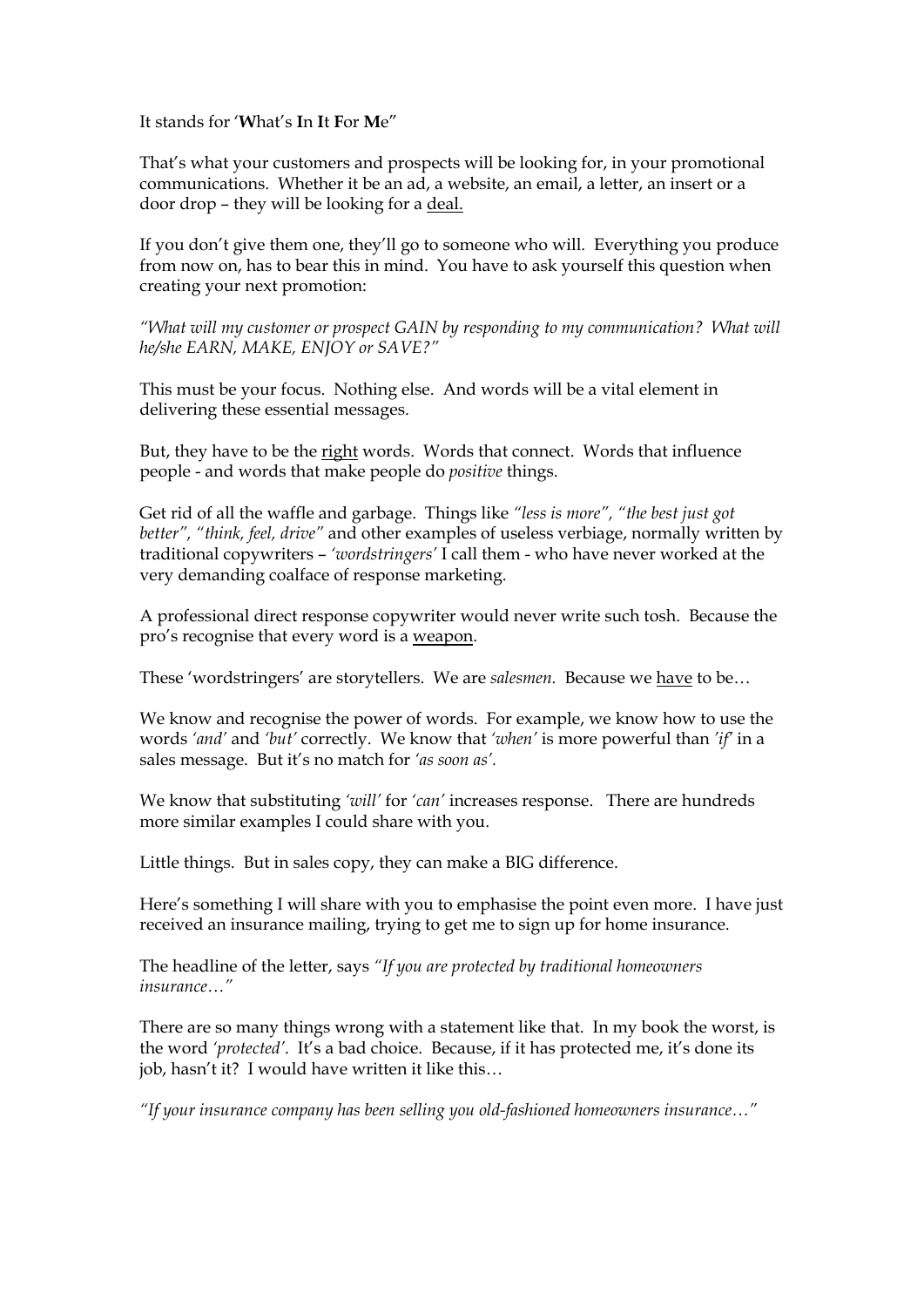It stands for '**W**hat's **I**n **I**t **F**or **M**e"

That's what your customers and prospects will be looking for, in your promotional communications. Whether it be an ad, a website, an email, a letter, an insert or a door drop – they will be looking for a <u>deal.</u>

If you don't give them one, they'll go to someone who will. Everything you produce from now on, has to bear this in mind. You have to ask yourself this question when creating your next promotion:

*"What will my customer or prospect GAIN by responding to my communication? What will he/she EARN, MAKE, ENJOY or SAVE?"*

This must be your focus. Nothing else. And words will be a vital element in delivering these essential messages.

But, they have to be the <u>right</u> words. Words that connect. Words that influence people - and words that make people do *positive* things.

Get rid of all the waffle and garbage. Things like *"less is more"*, *"the best just got better"*, *"think, feel, drive"* and other examples of useless verbiage, normally written by traditional copywriters – *'wordstringers'* I call them - who have never worked at the very demanding coalface of response marketing.

A professional direct response copywriter would never write such tosh. Because the pro's recognise that every word is a <u>weapon</u>.

These 'wordstringers' are storytellers. We are *salesmen*. Because we <u>have</u> to be…

We know and recognise the power of words. For example, we know how to use the words *'and'* and *'but'* correctly. We know that *'when'* is more powerful than *'if'* in a sales message. But it's no match for *'as soon as'*.

We know that substituting *'will'* for *'can'* increases response. There are hundreds more similar examples I could share with you.

Little things. But in sales copy, they can make a BIG difference.

Here's something I will share with you to emphasise the point even more. I have just received an insurance mailing, trying to get me to sign up for home insurance.

The headline of the letter, says *"If you are protected by traditional homeowners insurance…"*

There are so many things wrong with a statement like that. In my book the worst, is the word *'protected'*. It's a bad choice. Because, if it has protected me, it's done its job, hasn't it? I would have written it like this…

*"If your insurance company has been selling you old-fashioned homeowners insurance…"*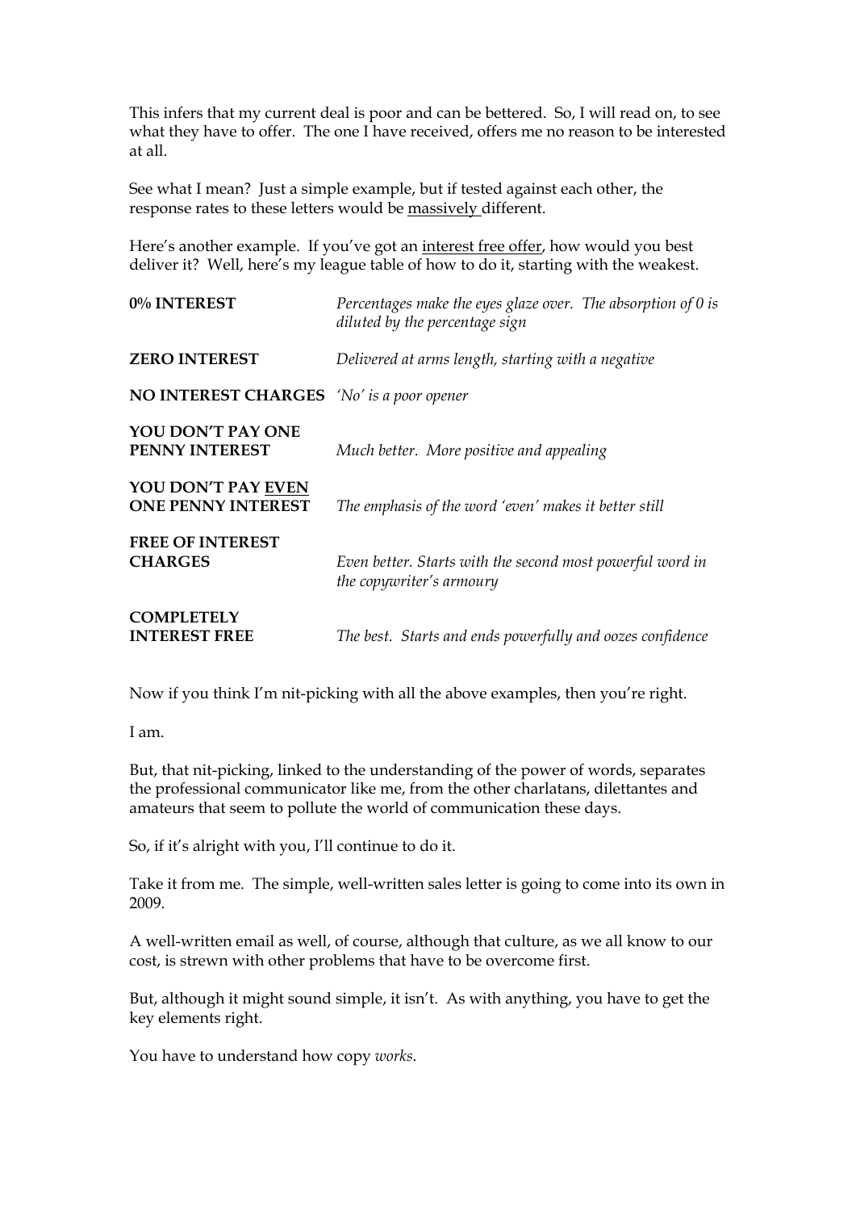This infers that my current deal is poor and can be bettered. So, I will read on, to see what they have to offer. The one I have received, offers me no reason to be interested at all.

See what I mean? Just a simple example, but if tested against each other, the response rates to these letters would be <u>massively</u> different.

Here's another example. If you've got an <u>interest free offer</u>, how would you best deliver it? Well, here's my league table of how to do it, starting with the weakest.

| | |
|---|---|
| **0% INTEREST** | *Percentages make the eyes glaze over. The absorption of 0 is diluted by the percentage sign* |
| **ZERO INTEREST** | *Delivered at arms length, starting with a negative* |
| **NO INTEREST CHARGES** | *'No' is a poor opener* |
| **YOU DON'T PAY ONE PENNY INTEREST** | *Much better. More positive and appealing* |
| **YOU DON'T PAY <u>EVEN</u> ONE PENNY INTEREST** | *The emphasis of the word 'even' makes it better still* |
| **FREE OF INTEREST CHARGES** | *Even better. Starts with the second most powerful word in the copywriter's armoury* |
| **COMPLETELY INTEREST FREE** | *The best. Starts and ends powerfully and oozes confidence* |

Now if you think I'm nit-picking with all the above examples, then you're right.

I am.

But, that nit-picking, linked to the understanding of the power of words, separates the professional communicator like me, from the other charlatans, dilettantes and amateurs that seem to pollute the world of communication these days.

So, if it's alright with you, I'll continue to do it.

Take it from me. The simple, well-written sales letter is going to come into its own in 2009.

A well-written email as well, of course, although that culture, as we all know to our cost, is strewn with other problems that have to be overcome first.

But, although it might sound simple, it isn't. As with anything, you have to get the key elements right.

You have to understand how copy *works*.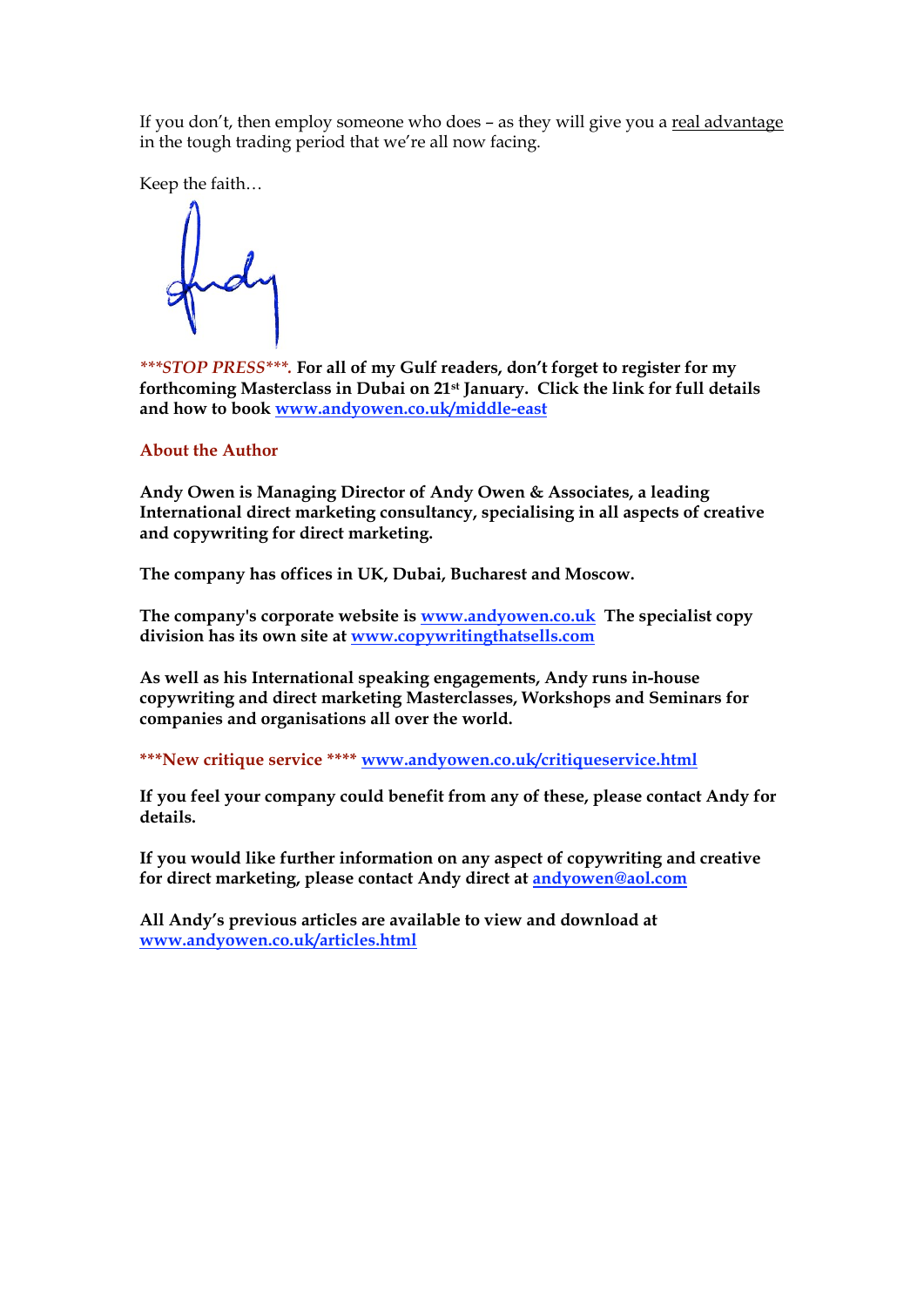If you don't, then employ someone who does – as they will give you a real advantage in the tough trading period that we're all now facing.

Keep the faith…

*\*\*\*STOP PRESS\*\*\**. **For all of my Gulf readers, don't forget to register for my forthcoming Masterclass in Dubai on 21st January. Click the link for full details and how to book [www.andyowen.co.uk/middle-east](www.andyowen.co.uk/middle-east)**

**About the Author**

**Andy Owen is Managing Director of Andy Owen & Associates, a leading International direct marketing consultancy, specialising in all aspects of creative and copywriting for direct marketing.**

**The company has offices in UK, Dubai, Bucharest and Moscow.**

**The company's corporate website is [www.andyowen.co.uk](www.andyowen.co.uk) The specialist copy division has its own site at [www.copywritingthatsells.com](www.copywritingthatsells.com)**

**As well as his International speaking engagements, Andy runs in-house copywriting and direct marketing Masterclasses, Workshops and Seminars for companies and organisations all over the world.**

**\*\*\*New critique service \*\*\*\* [www.andyowen.co.uk/critiqueservice.html](www.andyowen.co.uk/critiqueservice.html)**

**If you feel your company could benefit from any of these, please contact Andy for details.**

**If you would like further information on any aspect of copywriting and creative for direct marketing, please contact Andy direct at [andyowen@aol.com](mailto:andyowen@aol.com)**

**All Andy's previous articles are available to view and download at [www.andyowen.co.uk/articles.html](www.andyowen.co.uk/articles.html)**